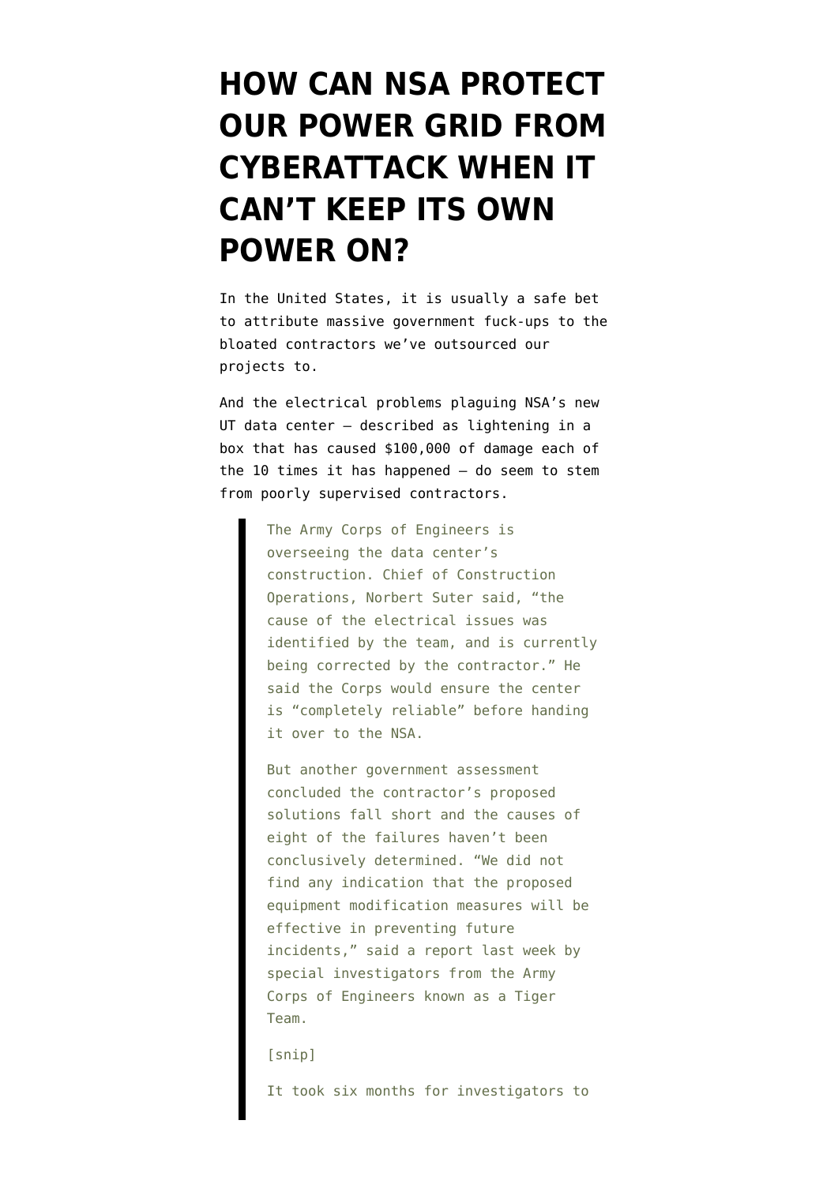# HOW CAN NSA PROTECT OUR POWER GRID FROM CYBERATTACK WHEN IT CAN'T KEEP ITS OWN POWER ON?

In the United States, it is usually a safe bet to attribute massive government fuck-ups to the bloated contractors we've outsourced our projects to.

And the electrical problems plaguing NSA's new UT data center — described as lightening in a box that has caused $100,000 of damage each of the 10 times it has happened — do seem to stem from poorly supervised contractors.

> The Army Corps of Engineers is overseeing the data center's construction. Chief of Construction Operations, Norbert Suter said, "the cause of the electrical issues was identified by the team, and is currently being corrected by the contractor." He said the Corps would ensure the center is "completely reliable" before handing it over to the NSA.
>
> But another government assessment concluded the contractor's proposed solutions fall short and the causes of eight of the failures haven't been conclusively determined. "We did not find any indication that the proposed equipment modification measures will be effective in preventing future incidents," said a report last week by special investigators from the Army Corps of Engineers known as a Tiger Team.
>
> [snip]
>
> It took six months for investigators to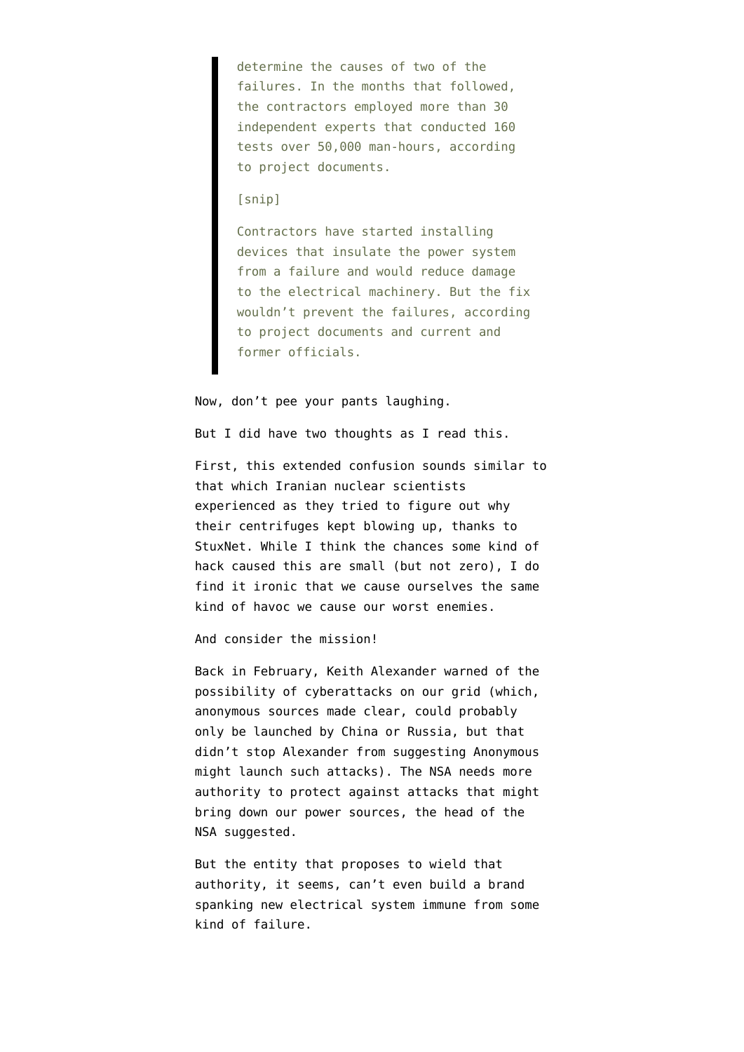> determine the causes of two of the failures. In the months that followed, the contractors employed more than 30 independent experts that conducted 160 tests over 50,000 man-hours, according to project documents.
>
> [snip]
>
> Contractors have started installing devices that insulate the power system from a failure and would reduce damage to the electrical machinery. But the fix wouldn't prevent the failures, according to project documents and current and former officials.

Now, don't pee your pants laughing.

But I did have two thoughts as I read this.

First, this extended confusion sounds similar to that which Iranian nuclear scientists experienced as they tried to figure out why their centrifuges kept blowing up, thanks to StuxNet. While I think the chances some kind of hack caused this are small (but not zero), I do find it ironic that we cause ourselves the same kind of havoc we cause our worst enemies.

And consider the mission!

Back in February, Keith Alexander warned of the possibility of cyberattacks on our grid (which, anonymous sources made clear, could probably only be launched by China or Russia, but that didn't stop Alexander from suggesting Anonymous might launch such attacks). The NSA needs more authority to protect against attacks that might bring down our power sources, the head of the NSA suggested.

But the entity that proposes to wield that authority, it seems, can't even build a brand spanking new electrical system immune from some kind of failure.